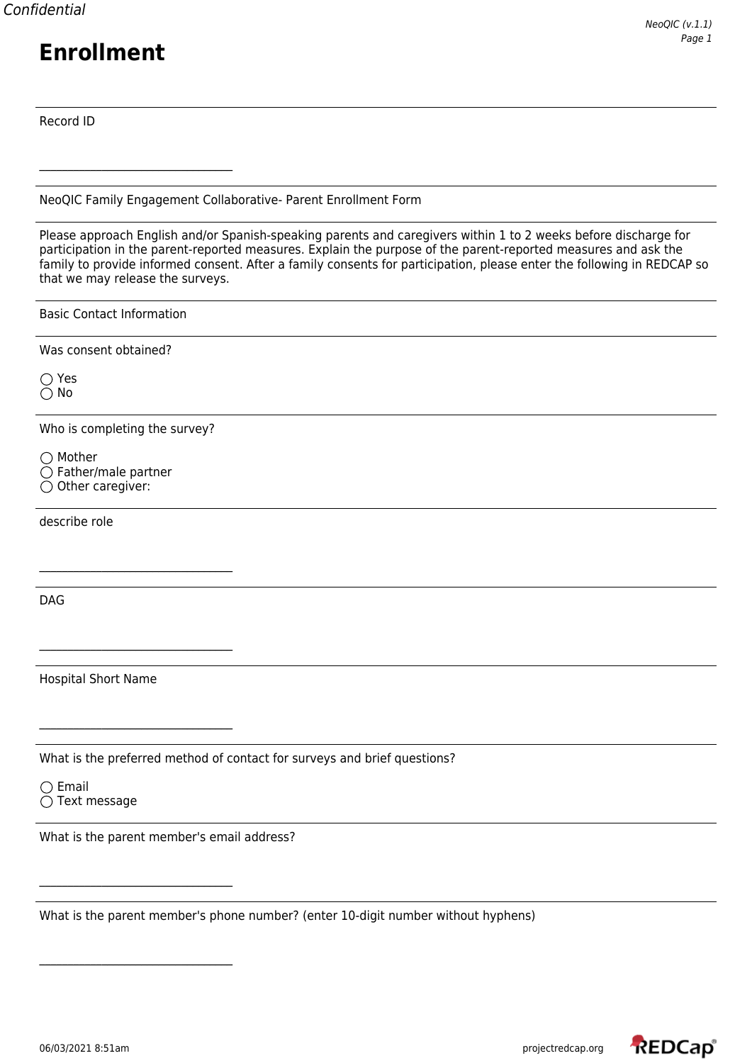# Enrollment

Record ID

________________________________

NeoQIC Family Engagement Collaborative- Parent Enrollment Form

Please approach English and/or Spanish-speaking parents and caregivers within 1 to 2 weeks before discharge for participation in the parent-reported measures. Explain the purpose of the parent-reported measures and ask the family to provide informed consent. After a family consents for participation, please enter the following in REDCAP so that we may release the surveys.

Basic Contact Information

Was consent obtained?

◯ Yes
◯ No

Who is completing the survey?

◯ Mother
◯ Father/male partner
◯ Other caregiver:

describe role

________________________________

DAG

________________________________

Hospital Short Name

________________________________

What is the preferred method of contact for surveys and brief questions?

◯ Email
◯ Text message

What is the parent member's email address?

________________________________

What is the parent member's phone number? (enter 10-digit number without hyphens)

________________________________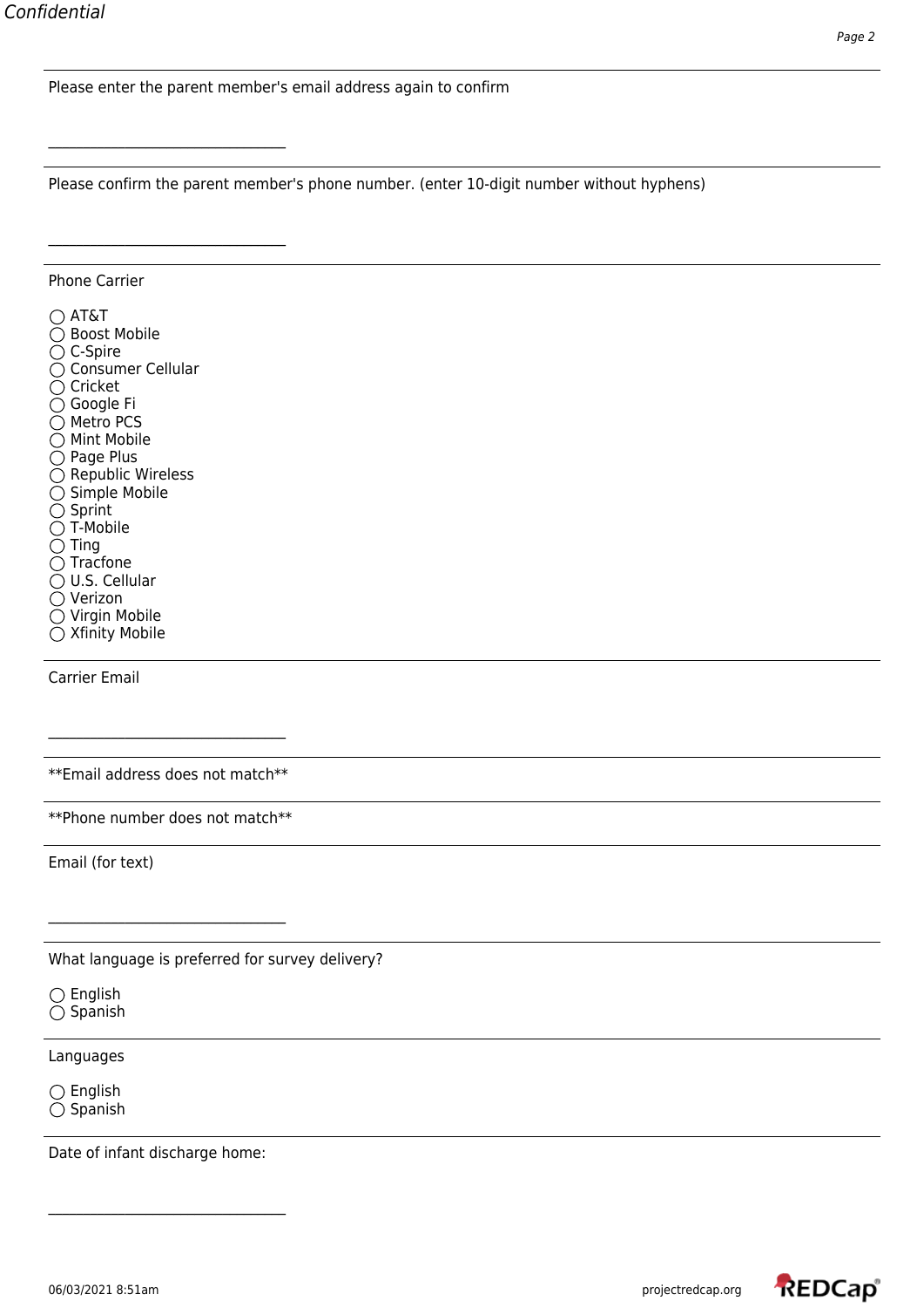Please enter the parent member's email address again to confirm

________________________________

Please confirm the parent member's phone number. (enter 10-digit number without hyphens)

________________________________

Phone Carrier

◯ AT&T
◯ Boost Mobile
◯ C-Spire
◯ Consumer Cellular
◯ Cricket
◯ Google Fi
◯ Metro PCS
◯ Mint Mobile
◯ Page Plus
◯ Republic Wireless
◯ Simple Mobile
◯ Sprint
◯ T-Mobile
◯ Ting
◯ Tracfone
◯ U.S. Cellular
◯ Verizon
◯ Virgin Mobile
◯ Xfinity Mobile

Carrier Email

________________________________

**Email address does not match**

**Phone number does not match**

Email (for text)

________________________________

What language is preferred for survey delivery?

◯ English
◯ Spanish

Languages

◯ English
◯ Spanish

Date of infant discharge home:

________________________________